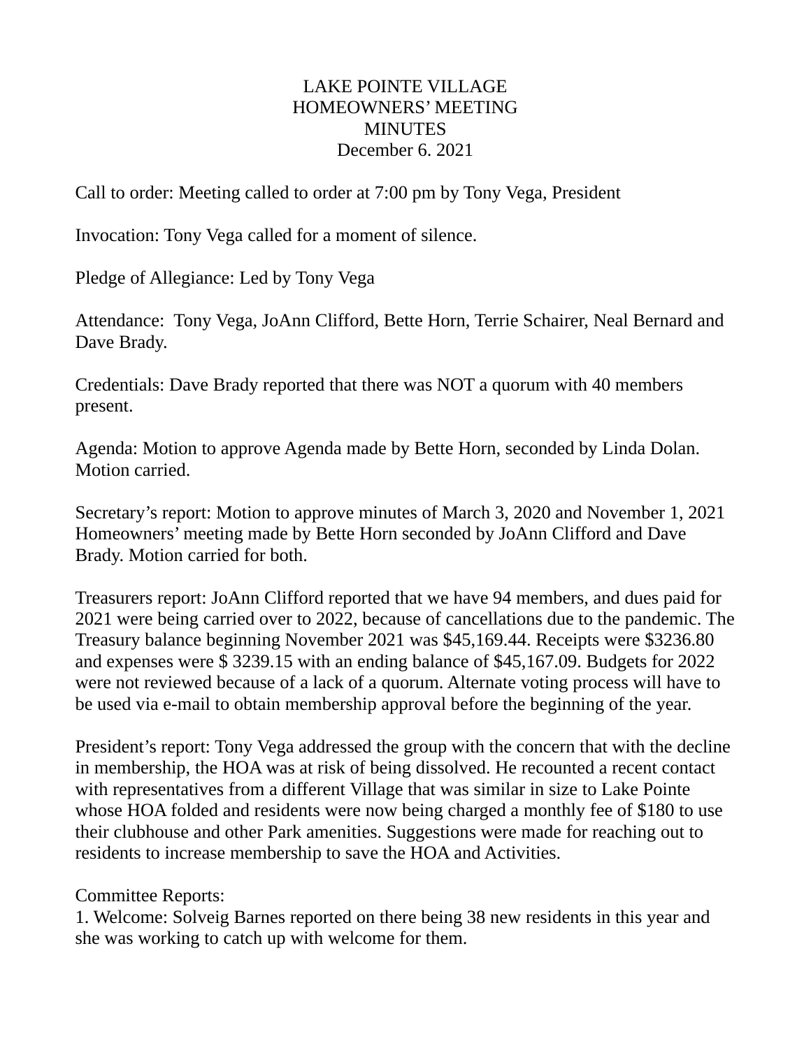# LAKE POINTE VILLAGE
## HOMEOWNERS' MEETING
## MINUTES
### December 6. 2021

Call to order: Meeting called to order at 7:00 pm by Tony Vega, President

Invocation: Tony Vega called for a moment of silence.

Pledge of Allegiance: Led by Tony Vega

Attendance: Tony Vega, JoAnn Clifford, Bette Horn, Terrie Schairer, Neal Bernard and Dave Brady.

Credentials: Dave Brady reported that there was NOT a quorum with 40 members present.

Agenda: Motion to approve Agenda made by Bette Horn, seconded by Linda Dolan. Motion carried.

Secretary's report: Motion to approve minutes of March 3, 2020 and November 1, 2021 Homeowners' meeting made by Bette Horn seconded by JoAnn Clifford and Dave Brady. Motion carried for both.

Treasurers report: JoAnn Clifford reported that we have 94 members, and dues paid for 2021 were being carried over to 2022, because of cancellations due to the pandemic. The Treasury balance beginning November 2021 was $45,169.44. Receipts were $3236.80 and expenses were $ 3239.15 with an ending balance of $45,167.09. Budgets for 2022 were not reviewed because of a lack of a quorum. Alternate voting process will have to be used via e-mail to obtain membership approval before the beginning of the year.

President's report: Tony Vega addressed the group with the concern that with the decline in membership, the HOA was at risk of being dissolved. He recounted a recent contact with representatives from a different Village that was similar in size to Lake Pointe whose HOA folded and residents were now being charged a monthly fee of $180 to use their clubhouse and other Park amenities. Suggestions were made for reaching out to residents to increase membership to save the HOA and Activities.

Committee Reports:

1. Welcome: Solveig Barnes reported on there being 38 new residents in this year and she was working to catch up with welcome for them.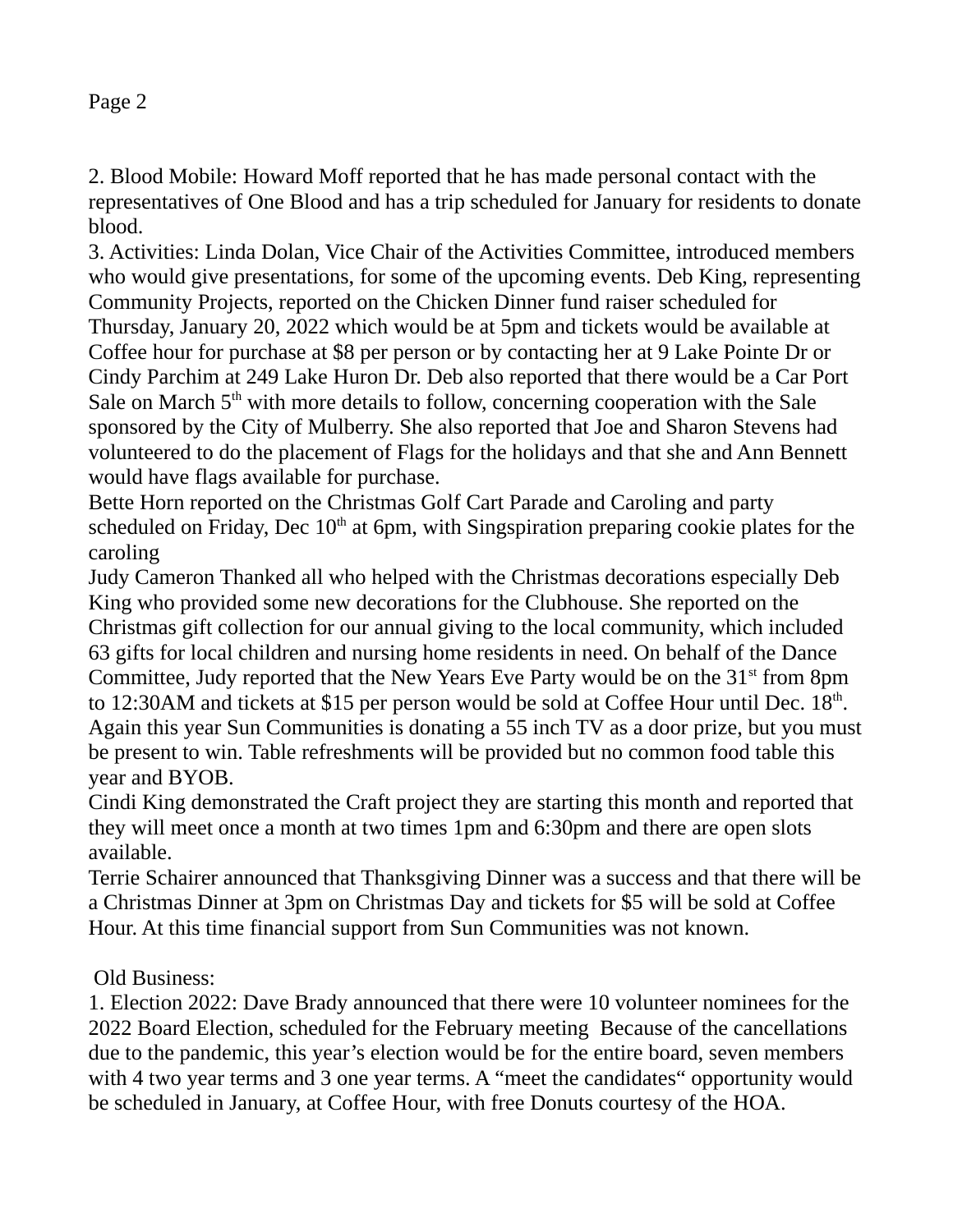2. Blood Mobile: Howard Moff reported that he has made personal contact with the representatives of One Blood and has a trip scheduled for January for residents to donate blood.

3. Activities: Linda Dolan, Vice Chair of the Activities Committee, introduced members who would give presentations, for some of the upcoming events. Deb King, representing Community Projects, reported on the Chicken Dinner fund raiser scheduled for Thursday, January 20, 2022 which would be at 5pm and tickets would be available at Coffee hour for purchase at $8 per person or by contacting her at 9 Lake Pointe Dr or Cindy Parchim at 249 Lake Huron Dr. Deb also reported that there would be a Car Port Sale on March 5th with more details to follow, concerning cooperation with the Sale sponsored by the City of Mulberry. She also reported that Joe and Sharon Stevens had volunteered to do the placement of Flags for the holidays and that she and Ann Bennett would have flags available for purchase.

Bette Horn reported on the Christmas Golf Cart Parade and Caroling and party scheduled on Friday, Dec 10th at 6pm, with Singspiration preparing cookie plates for the caroling

Judy Cameron Thanked all who helped with the Christmas decorations especially Deb King who provided some new decorations for the Clubhouse. She reported on the Christmas gift collection for our annual giving to the local community, which included 63 gifts for local children and nursing home residents in need. On behalf of the Dance Committee, Judy reported that the New Years Eve Party would be on the 31st from 8pm to 12:30AM and tickets at $15 per person would be sold at Coffee Hour until Dec. 18th. Again this year Sun Communities is donating a 55 inch TV as a door prize, but you must be present to win. Table refreshments will be provided but no common food table this year and BYOB.

Cindi King demonstrated the Craft project they are starting this month and reported that they will meet once a month at two times 1pm and 6:30pm and there are open slots available.

Terrie Schairer announced that Thanksgiving Dinner was a success and that there will be a Christmas Dinner at 3pm on Christmas Day and tickets for $5 will be sold at Coffee Hour. At this time financial support from Sun Communities was not known.

Old Business:

1. Election 2022: Dave Brady announced that there were 10 volunteer nominees for the 2022 Board Election, scheduled for the February meeting Because of the cancellations due to the pandemic, this year's election would be for the entire board, seven members with 4 two year terms and 3 one year terms. A "meet the candidates" opportunity would be scheduled in January, at Coffee Hour, with free Donuts courtesy of the HOA.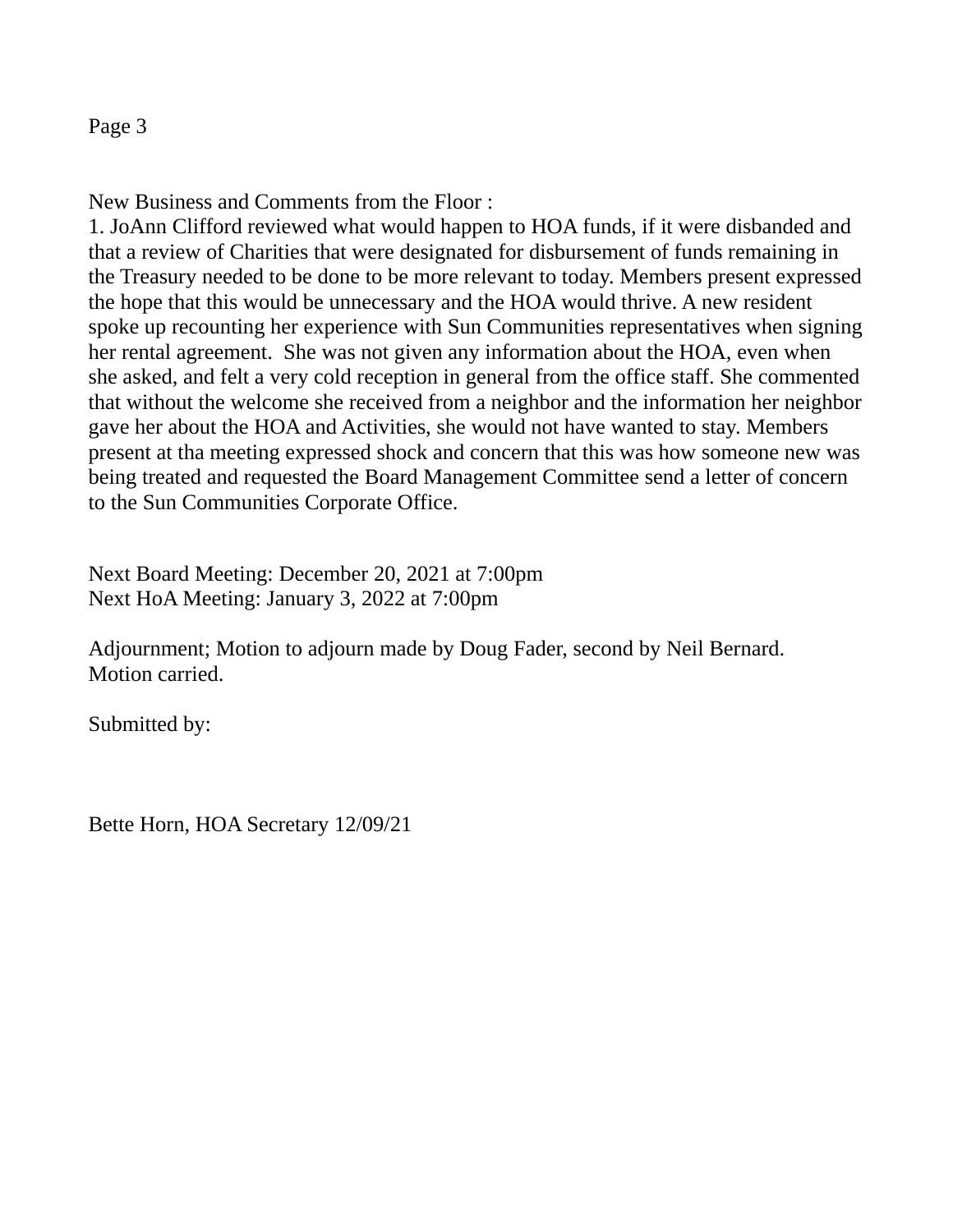New Business and Comments from the Floor :

1. JoAnn Clifford reviewed what would happen to HOA funds, if it were disbanded and that a review of Charities that were designated for disbursement of funds remaining in the Treasury needed to be done to be more relevant to today. Members present expressed the hope that this would be unnecessary and the HOA would thrive. A new resident spoke up recounting her experience with Sun Communities representatives when signing her rental agreement. She was not given any information about the HOA, even when she asked, and felt a very cold reception in general from the office staff. She commented that without the welcome she received from a neighbor and the information her neighbor gave her about the HOA and Activities, she would not have wanted to stay. Members present at tha meeting expressed shock and concern that this was how someone new was being treated and requested the Board Management Committee send a letter of concern to the Sun Communities Corporate Office.

Next Board Meeting: December 20, 2021 at 7:00pm
Next HoA Meeting: January 3, 2022 at 7:00pm

Adjournment; Motion to adjourn made by Doug Fader, second by Neil Bernard. Motion carried.

Submitted by:

Bette Horn, HOA Secretary 12/09/21